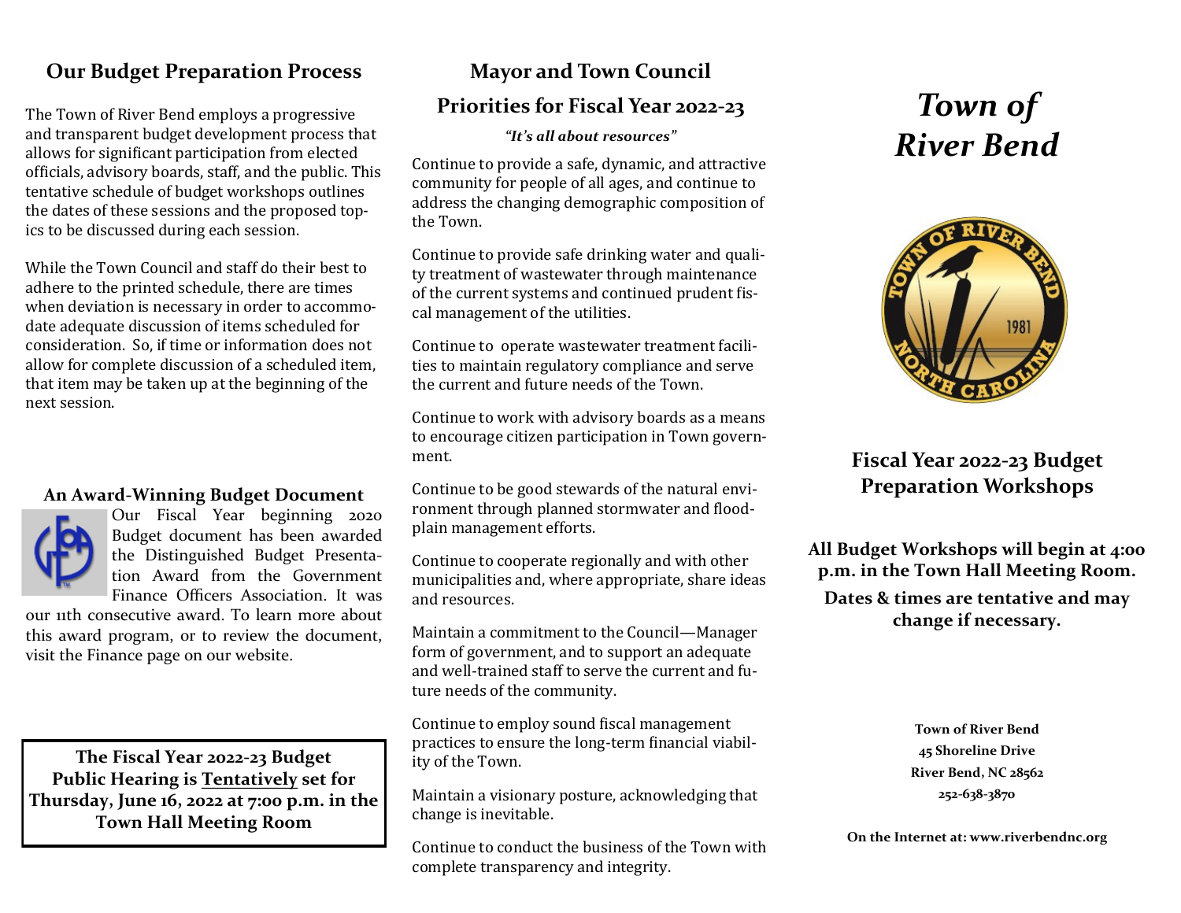## Our Budget Preparation Process

The Town of River Bend employs a progressive and transparent budget development process that allows for significant participation from elected officials, advisory boards, staff, and the public. This tentative schedule of budget workshops outlines the dates of these sessions and the proposed topics to be discussed during each session.

While the Town Council and staff do their best to adhere to the printed schedule, there are times when deviation is necessary in order to accommodate adequate discussion of items scheduled for consideration. So, if time or information does not allow for complete discussion of a scheduled item, that item may be taken up at the beginning of the next session.

### An Award-Winning Budget Document

Our Fiscal Year beginning 2020 Budget document has been awarded the Distinguished Budget Presentation Award from the Government Finance Officers Association. It was our 11th consecutive award. To learn more about this award program, or to review the document, visit the Finance page on our website.

**The Fiscal Year 2022-23 Budget Public Hearing is Tentatively set for Thursday, June 16, 2022 at 7:00 p.m. in the Town Hall Meeting Room**

## Mayor and Town Council

## Priorities for Fiscal Year 2022-23

***"It's all about resources"***

Continue to provide a safe, dynamic, and attractive community for people of all ages, and continue to address the changing demographic composition of the Town.

Continue to provide safe drinking water and quality treatment of wastewater through maintenance of the current systems and continued prudent fiscal management of the utilities.

Continue to operate wastewater treatment facilities to maintain regulatory compliance and serve the current and future needs of the Town.

Continue to work with advisory boards as a means to encourage citizen participation in Town government.

Continue to be good stewards of the natural environment through planned stormwater and floodplain management efforts.

Continue to cooperate regionally and with other municipalities and, where appropriate, share ideas and resources.

Maintain a commitment to the Council—Manager form of government, and to support an adequate and well-trained staff to serve the current and future needs of the community.

Continue to employ sound fiscal management practices to ensure the long-term financial viability of the Town.

Maintain a visionary posture, acknowledging that change is inevitable.

Continue to conduct the business of the Town with complete transparency and integrity.

# *Town of River Bend*

## Fiscal Year 2022-23 Budget Preparation Workshops

**All Budget Workshops will begin at 4:00 p.m. in the Town Hall Meeting Room.**

**Dates & times are tentative and may change if necessary.**

**Town of River Bend**
**45 Shoreline Drive**
**River Bend, NC 28562**
**252-638-3870**

**On the Internet at: www.riverbendnc.org**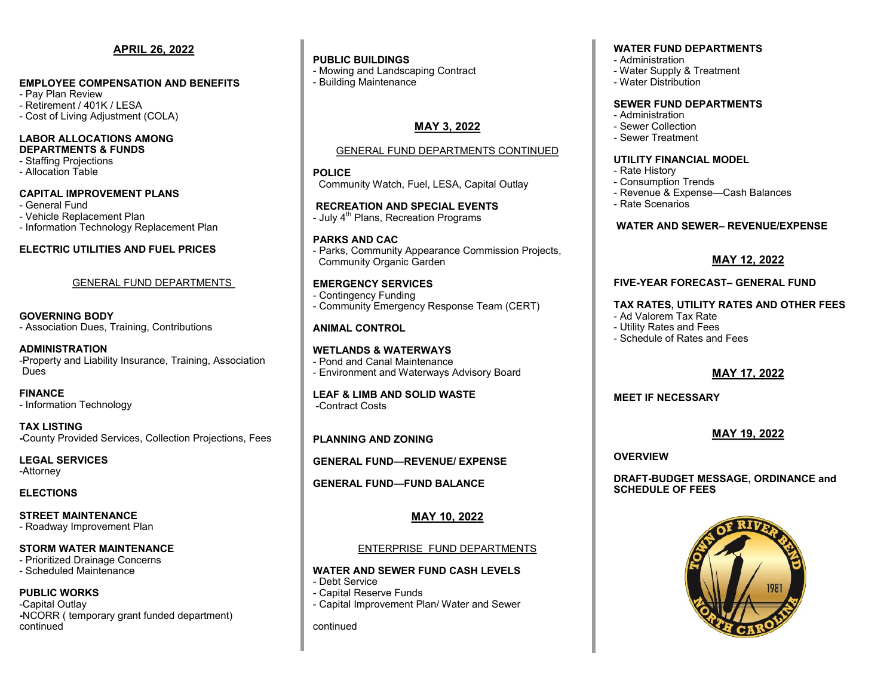## APRIL 26, 2022

**EMPLOYEE COMPENSATION AND BENEFITS**
- Pay Plan Review
- Retirement / 401K / LESA
- Cost of Living Adjustment (COLA)

**LABOR ALLOCATIONS AMONG DEPARTMENTS & FUNDS**
- Staffing Projections
- Allocation Table

**CAPITAL IMPROVEMENT PLANS**
- General Fund
- Vehicle Replacement Plan
- Information Technology Replacement Plan

**ELECTRIC UTILITIES AND FUEL PRICES**

GENERAL FUND DEPARTMENTS

**GOVERNING BODY**
- Association Dues, Training, Contributions

**ADMINISTRATION**
-Property and Liability Insurance, Training, Association Dues

**FINANCE**
- Information Technology

**TAX LISTING**
-County Provided Services, Collection Projections, Fees

**LEGAL SERVICES**
-Attorney

**ELECTIONS**

**STREET MAINTENANCE**
- Roadway Improvement Plan

**STORM WATER MAINTENANCE**
- Prioritized Drainage Concerns
- Scheduled Maintenance

**PUBLIC WORKS**
-Capital Outlay
-NCORR ( temporary grant funded department)
continued

**PUBLIC BUILDINGS**
- Mowing and Landscaping Contract
- Building Maintenance

## MAY 3, 2022

GENERAL FUND DEPARTMENTS CONTINUED

**POLICE**
Community Watch, Fuel, LESA, Capital Outlay

**RECREATION AND SPECIAL EVENTS**
- July 4th Plans, Recreation Programs

**PARKS AND CAC**
- Parks, Community Appearance Commission Projects, Community Organic Garden

**EMERGENCY SERVICES**
- Contingency Funding
- Community Emergency Response Team (CERT)

**ANIMAL CONTROL**

**WETLANDS & WATERWAYS**
- Pond and Canal Maintenance
- Environment and Waterways Advisory Board

**LEAF & LIMB AND SOLID WASTE**
-Contract Costs

**PLANNING AND ZONING**

**GENERAL FUND—REVENUE/ EXPENSE**

**GENERAL FUND—FUND BALANCE**

## MAY 10, 2022

ENTERPRISE FUND DEPARTMENTS

**WATER AND SEWER FUND CASH LEVELS**
- Debt Service
- Capital Reserve Funds
- Capital Improvement Plan/ Water and Sewer

continued

**WATER FUND DEPARTMENTS**
- Administration
- Water Supply & Treatment
- Water Distribution

**SEWER FUND DEPARTMENTS**
- Administration
- Sewer Collection
- Sewer Treatment

**UTILITY FINANCIAL MODEL**
- Rate History
- Consumption Trends
- Revenue & Expense—Cash Balances
- Rate Scenarios

**WATER AND SEWER– REVENUE/EXPENSE**

## MAY 12, 2022

**FIVE-YEAR FORECAST– GENERAL FUND**

**TAX RATES, UTILITY RATES AND OTHER FEES**
- Ad Valorem Tax Rate
- Utility Rates and Fees
- Schedule of Rates and Fees

## MAY 17, 2022

**MEET IF NECESSARY**

## MAY 19, 2022

**OVERVIEW**

**DRAFT-BUDGET MESSAGE, ORDINANCE and SCHEDULE OF FEES**

TOWN OF RIVER BEND
1981
NORTH CAROLINA